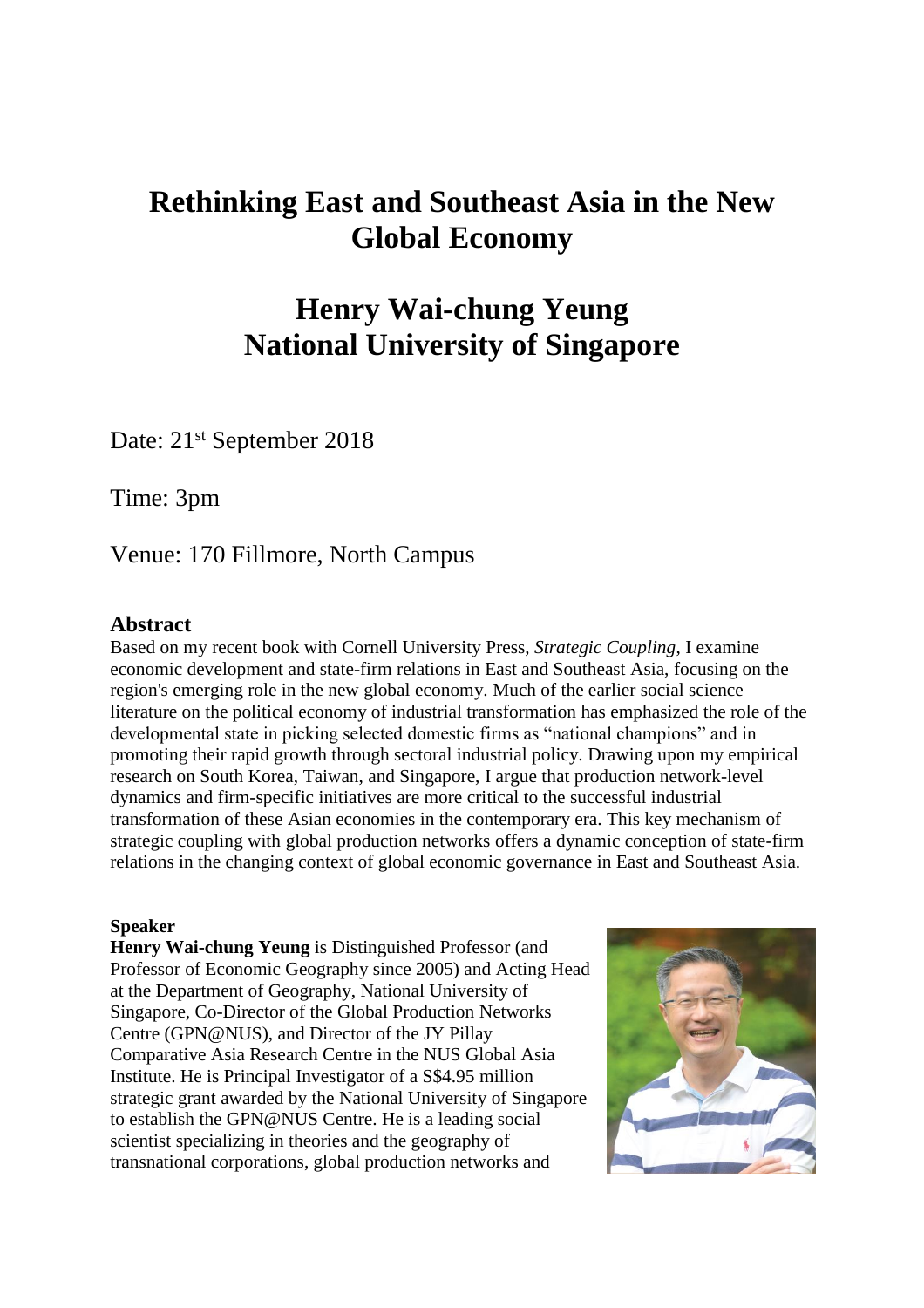# Rethinking East and Southeast Asia in the New Global Economy

## Henry Wai-chung Yeung
## National University of Singapore

Date: 21st September 2018

Time: 3pm

Venue: 170 Fillmore, North Campus

### Abstract

Based on my recent book with Cornell University Press, *Strategic Coupling*, I examine economic development and state-firm relations in East and Southeast Asia, focusing on the region's emerging role in the new global economy. Much of the earlier social science literature on the political economy of industrial transformation has emphasized the role of the developmental state in picking selected domestic firms as "national champions" and in promoting their rapid growth through sectoral industrial policy. Drawing upon my empirical research on South Korea, Taiwan, and Singapore, I argue that production network-level dynamics and firm-specific initiatives are more critical to the successful industrial transformation of these Asian economies in the contemporary era. This key mechanism of strategic coupling with global production networks offers a dynamic conception of state-firm relations in the changing context of global economic governance in East and Southeast Asia.

**Speaker**

**Henry Wai-chung Yeung** is Distinguished Professor (and Professor of Economic Geography since 2005) and Acting Head at the Department of Geography, National University of Singapore, Co-Director of the Global Production Networks Centre (GPN@NUS), and Director of the JY Pillay Comparative Asia Research Centre in the NUS Global Asia Institute. He is Principal Investigator of a S$4.95 million strategic grant awarded by the National University of Singapore to establish the GPN@NUS Centre. He is a leading social scientist specializing in theories and the geography of transnational corporations, global production networks and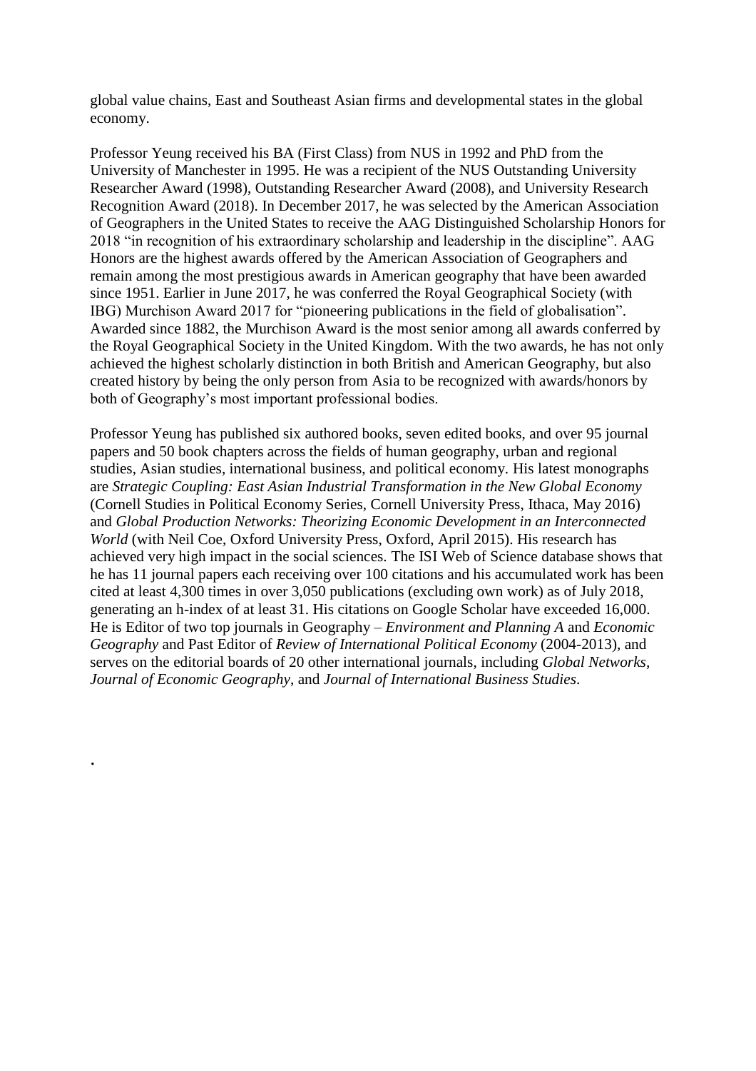global value chains, East and Southeast Asian firms and developmental states in the global economy.

Professor Yeung received his BA (First Class) from NUS in 1992 and PhD from the University of Manchester in 1995. He was a recipient of the NUS Outstanding University Researcher Award (1998), Outstanding Researcher Award (2008), and University Research Recognition Award (2018). In December 2017, he was selected by the American Association of Geographers in the United States to receive the AAG Distinguished Scholarship Honors for 2018 "in recognition of his extraordinary scholarship and leadership in the discipline". AAG Honors are the highest awards offered by the American Association of Geographers and remain among the most prestigious awards in American geography that have been awarded since 1951. Earlier in June 2017, he was conferred the Royal Geographical Society (with IBG) Murchison Award 2017 for "pioneering publications in the field of globalisation". Awarded since 1882, the Murchison Award is the most senior among all awards conferred by the Royal Geographical Society in the United Kingdom. With the two awards, he has not only achieved the highest scholarly distinction in both British and American Geography, but also created history by being the only person from Asia to be recognized with awards/honors by both of Geography's most important professional bodies.

Professor Yeung has published six authored books, seven edited books, and over 95 journal papers and 50 book chapters across the fields of human geography, urban and regional studies, Asian studies, international business, and political economy. His latest monographs are *Strategic Coupling: East Asian Industrial Transformation in the New Global Economy* (Cornell Studies in Political Economy Series, Cornell University Press, Ithaca, May 2016) and *Global Production Networks: Theorizing Economic Development in an Interconnected World* (with Neil Coe, Oxford University Press, Oxford, April 2015). His research has achieved very high impact in the social sciences. The ISI Web of Science database shows that he has 11 journal papers each receiving over 100 citations and his accumulated work has been cited at least 4,300 times in over 3,050 publications (excluding own work) as of July 2018, generating an h-index of at least 31. His citations on Google Scholar have exceeded 16,000. He is Editor of two top journals in Geography – *Environment and Planning A* and *Economic Geography* and Past Editor of *Review of International Political Economy* (2004-2013), and serves on the editorial boards of 20 other international journals, including *Global Networks, Journal of Economic Geography*, and *Journal of International Business Studies*.

.